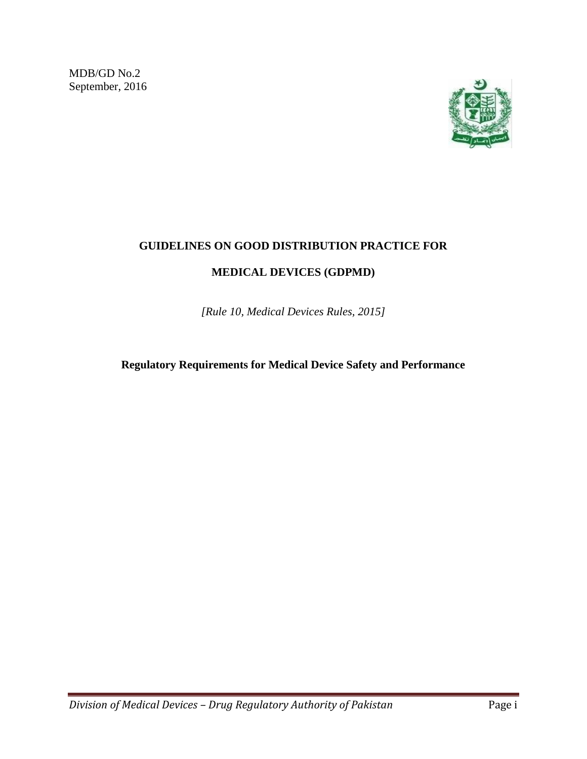MDB/GD No.2
September, 2016

# GUIDELINES ON GOOD DISTRIBUTION PRACTICE FOR MEDICAL DEVICES (GDPMD)

*[Rule 10, Medical Devices Rules, 2015]*

**Regulatory Requirements for Medical Device Safety and Performance**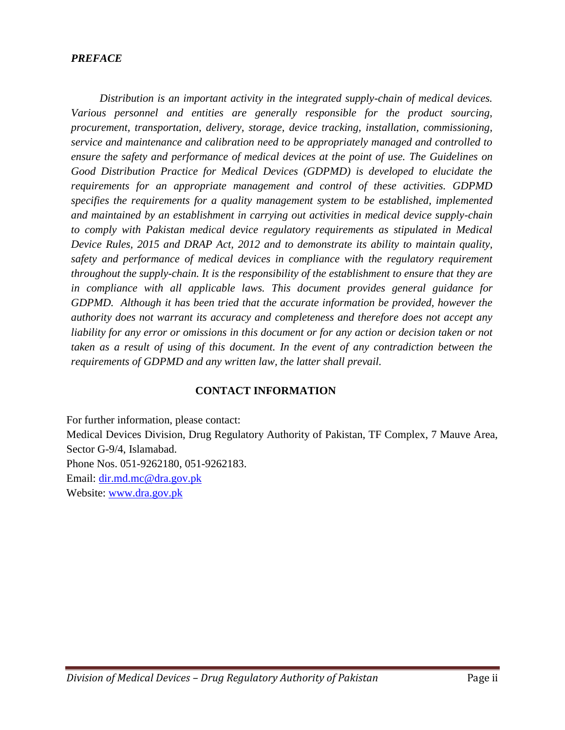## *PREFACE*

*Distribution is an important activity in the integrated supply-chain of medical devices. Various personnel and entities are generally responsible for the product sourcing, procurement, transportation, delivery, storage, device tracking, installation, commissioning, service and maintenance and calibration need to be appropriately managed and controlled to ensure the safety and performance of medical devices at the point of use. The Guidelines on Good Distribution Practice for Medical Devices (GDPMD) is developed to elucidate the requirements for an appropriate management and control of these activities. GDPMD specifies the requirements for a quality management system to be established, implemented and maintained by an establishment in carrying out activities in medical device supply-chain to comply with Pakistan medical device regulatory requirements as stipulated in Medical Device Rules, 2015 and DRAP Act, 2012 and to demonstrate its ability to maintain quality, safety and performance of medical devices in compliance with the regulatory requirement throughout the supply-chain. It is the responsibility of the establishment to ensure that they are in compliance with all applicable laws. This document provides general guidance for GDPMD. Although it has been tried that the accurate information be provided, however the authority does not warrant its accuracy and completeness and therefore does not accept any liability for any error or omissions in this document or for any action or decision taken or not taken as a result of using of this document. In the event of any contradiction between the requirements of GDPMD and any written law, the latter shall prevail.*

## CONTACT INFORMATION

For further information, please contact:
Medical Devices Division, Drug Regulatory Authority of Pakistan, TF Complex, 7 Mauve Area, Sector G-9/4, Islamabad.
Phone Nos. 051-9262180, 051-9262183.
Email: dir.md.mc@dra.gov.pk
Website: www.dra.gov.pk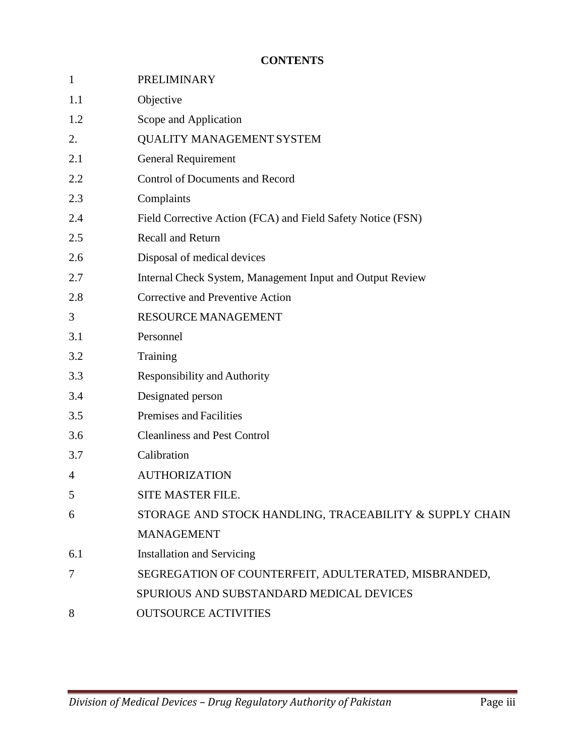# CONTENTS

| | |
|---|---|
| 1 | PRELIMINARY |
| 1.1 | Objective |
| 1.2 | Scope and Application |
| 2. | QUALITY MANAGEMENT SYSTEM |
| 2.1 | General Requirement |
| 2.2 | Control of Documents and Record |
| 2.3 | Complaints |
| 2.4 | Field Corrective Action (FCA) and Field Safety Notice (FSN) |
| 2.5 | Recall and Return |
| 2.6 | Disposal of medical devices |
| 2.7 | Internal Check System, Management Input and Output Review |
| 2.8 | Corrective and Preventive Action |
| 3 | RESOURCE MANAGEMENT |
| 3.1 | Personnel |
| 3.2 | Training |
| 3.3 | Responsibility and Authority |
| 3.4 | Designated person |
| 3.5 | Premises and Facilities |
| 3.6 | Cleanliness and Pest Control |
| 3.7 | Calibration |
| 4 | AUTHORIZATION |
| 5 | SITE MASTER FILE. |
| 6 | STORAGE AND STOCK HANDLING, TRACEABILITY & SUPPLY CHAIN MANAGEMENT |
| 6.1 | Installation and Servicing |
| 7 | SEGREGATION OF COUNTERFEIT, ADULTERATED, MISBRANDED, SPURIOUS AND SUBSTANDARD MEDICAL DEVICES |
| 8 | OUTSOURCE ACTIVITIES |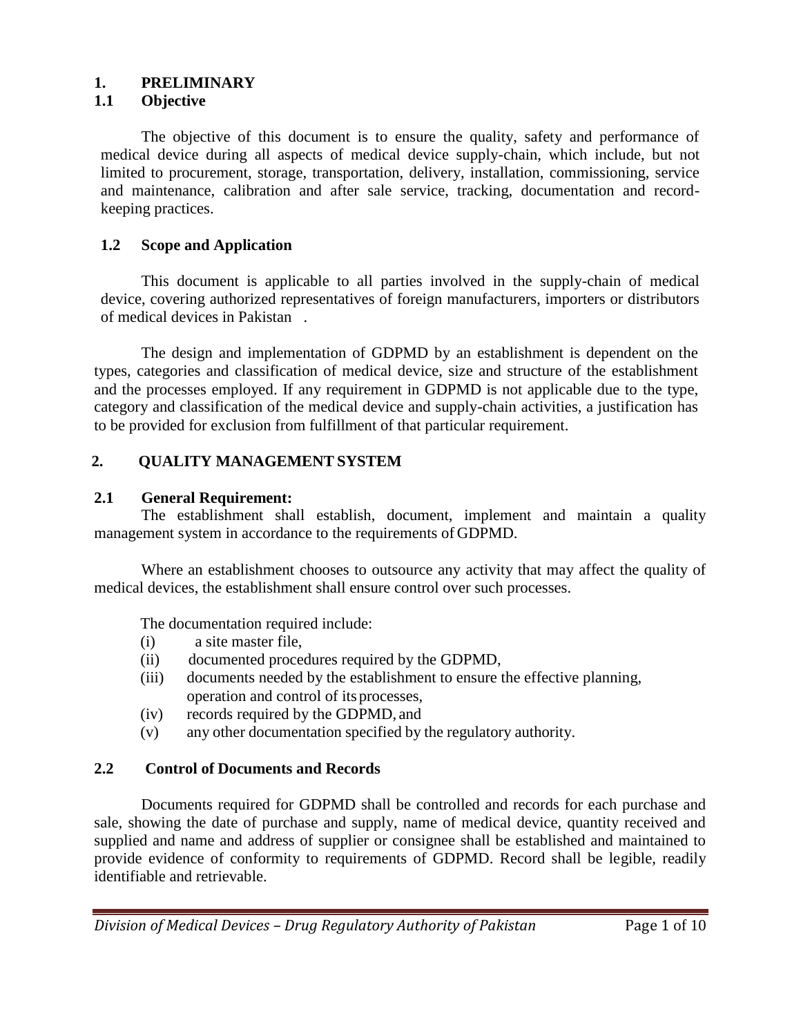# 1. PRELIMINARY

## 1.1 Objective

The objective of this document is to ensure the quality, safety and performance of medical device during all aspects of medical device supply-chain, which include, but not limited to procurement, storage, transportation, delivery, installation, commissioning, service and maintenance, calibration and after sale service, tracking, documentation and record-keeping practices.

## 1.2 Scope and Application

This document is applicable to all parties involved in the supply-chain of medical device, covering authorized representatives of foreign manufacturers, importers or distributors of medical devices in Pakistan .

The design and implementation of GDPMD by an establishment is dependent on the types, categories and classification of medical device, size and structure of the establishment and the processes employed. If any requirement in GDPMD is not applicable due to the type, category and classification of the medical device and supply-chain activities, a justification has to be provided for exclusion from fulfillment of that particular requirement.

# 2. QUALITY MANAGEMENT SYSTEM

## 2.1 General Requirement:

The establishment shall establish, document, implement and maintain a quality management system in accordance to the requirements of GDPMD.

Where an establishment chooses to outsource any activity that may affect the quality of medical devices, the establishment shall ensure control over such processes.

The documentation required include:

- (i) a site master file,
- (ii) documented procedures required by the GDPMD,
- (iii) documents needed by the establishment to ensure the effective planning, operation and control of its processes,
- (iv) records required by the GDPMD, and
- (v) any other documentation specified by the regulatory authority.

## 2.2 Control of Documents and Records

Documents required for GDPMD shall be controlled and records for each purchase and sale, showing the date of purchase and supply, name of medical device, quantity received and supplied and name and address of supplier or consignee shall be established and maintained to provide evidence of conformity to requirements of GDPMD. Record shall be legible, readily identifiable and retrievable.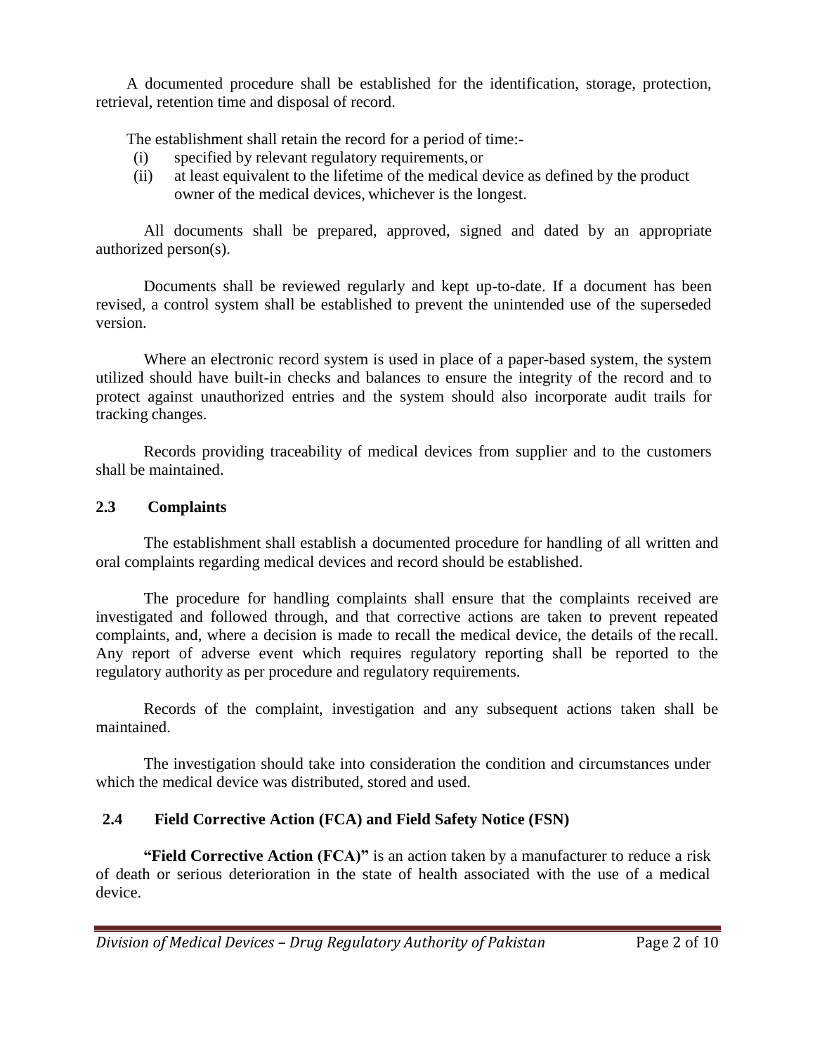A documented procedure shall be established for the identification, storage, protection, retrieval, retention time and disposal of record.

The establishment shall retain the record for a period of time:-

(i) specified by relevant regulatory requirements, or
(ii) at least equivalent to the lifetime of the medical device as defined by the product owner of the medical devices, whichever is the longest.

All documents shall be prepared, approved, signed and dated by an appropriate authorized person(s).

Documents shall be reviewed regularly and kept up-to-date. If a document has been revised, a control system shall be established to prevent the unintended use of the superseded version.

Where an electronic record system is used in place of a paper-based system, the system utilized should have built-in checks and balances to ensure the integrity of the record and to protect against unauthorized entries and the system should also incorporate audit trails for tracking changes.

Records providing traceability of medical devices from supplier and to the customers shall be maintained.

## 2.3 Complaints

The establishment shall establish a documented procedure for handling of all written and oral complaints regarding medical devices and record should be established.

The procedure for handling complaints shall ensure that the complaints received are investigated and followed through, and that corrective actions are taken to prevent repeated complaints, and, where a decision is made to recall the medical device, the details of the recall. Any report of adverse event which requires regulatory reporting shall be reported to the regulatory authority as per procedure and regulatory requirements.

Records of the complaint, investigation and any subsequent actions taken shall be maintained.

The investigation should take into consideration the condition and circumstances under which the medical device was distributed, stored and used.

## 2.4 Field Corrective Action (FCA) and Field Safety Notice (FSN)

**"Field Corrective Action (FCA)"** is an action taken by a manufacturer to reduce a risk of death or serious deterioration in the state of health associated with the use of a medical device.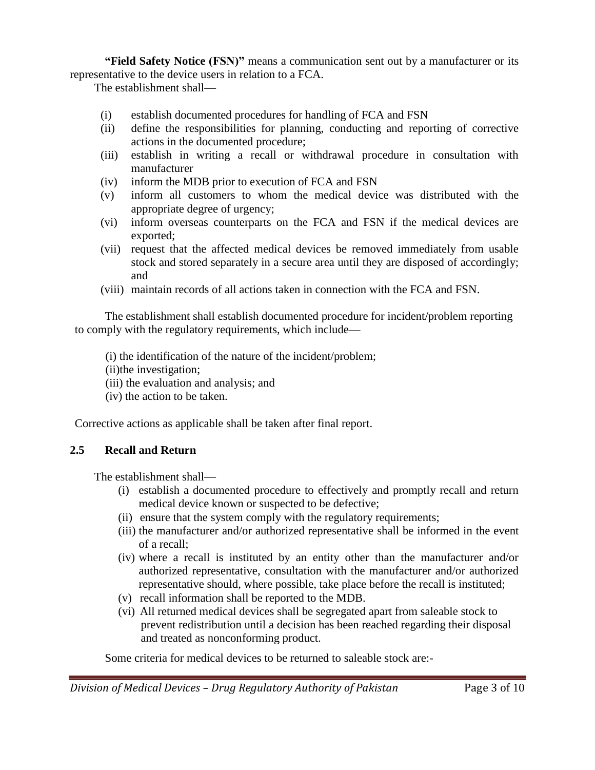**"Field Safety Notice (FSN)"** means a communication sent out by a manufacturer or its representative to the device users in relation to a FCA.

The establishment shall—

- (i) establish documented procedures for handling of FCA and FSN
- (ii) define the responsibilities for planning, conducting and reporting of corrective actions in the documented procedure;
- (iii) establish in writing a recall or withdrawal procedure in consultation with manufacturer
- (iv) inform the MDB prior to execution of FCA and FSN
- (v) inform all customers to whom the medical device was distributed with the appropriate degree of urgency;
- (vi) inform overseas counterparts on the FCA and FSN if the medical devices are exported;
- (vii) request that the affected medical devices be removed immediately from usable stock and stored separately in a secure area until they are disposed of accordingly; and
- (viii) maintain records of all actions taken in connection with the FCA and FSN.

The establishment shall establish documented procedure for incident/problem reporting to comply with the regulatory requirements, which include—

- (i) the identification of the nature of the incident/problem;
- (ii)the investigation;
- (iii) the evaluation and analysis; and
- (iv) the action to be taken.

Corrective actions as applicable shall be taken after final report.

## 2.5 Recall and Return

The establishment shall—

- (i) establish a documented procedure to effectively and promptly recall and return medical device known or suspected to be defective;
- (ii) ensure that the system comply with the regulatory requirements;
- (iii) the manufacturer and/or authorized representative shall be informed in the event of a recall;
- (iv) where a recall is instituted by an entity other than the manufacturer and/or authorized representative, consultation with the manufacturer and/or authorized representative should, where possible, take place before the recall is instituted;
- (v) recall information shall be reported to the MDB.
- (vi) All returned medical devices shall be segregated apart from saleable stock to prevent redistribution until a decision has been reached regarding their disposal and treated as nonconforming product.

Some criteria for medical devices to be returned to saleable stock are:-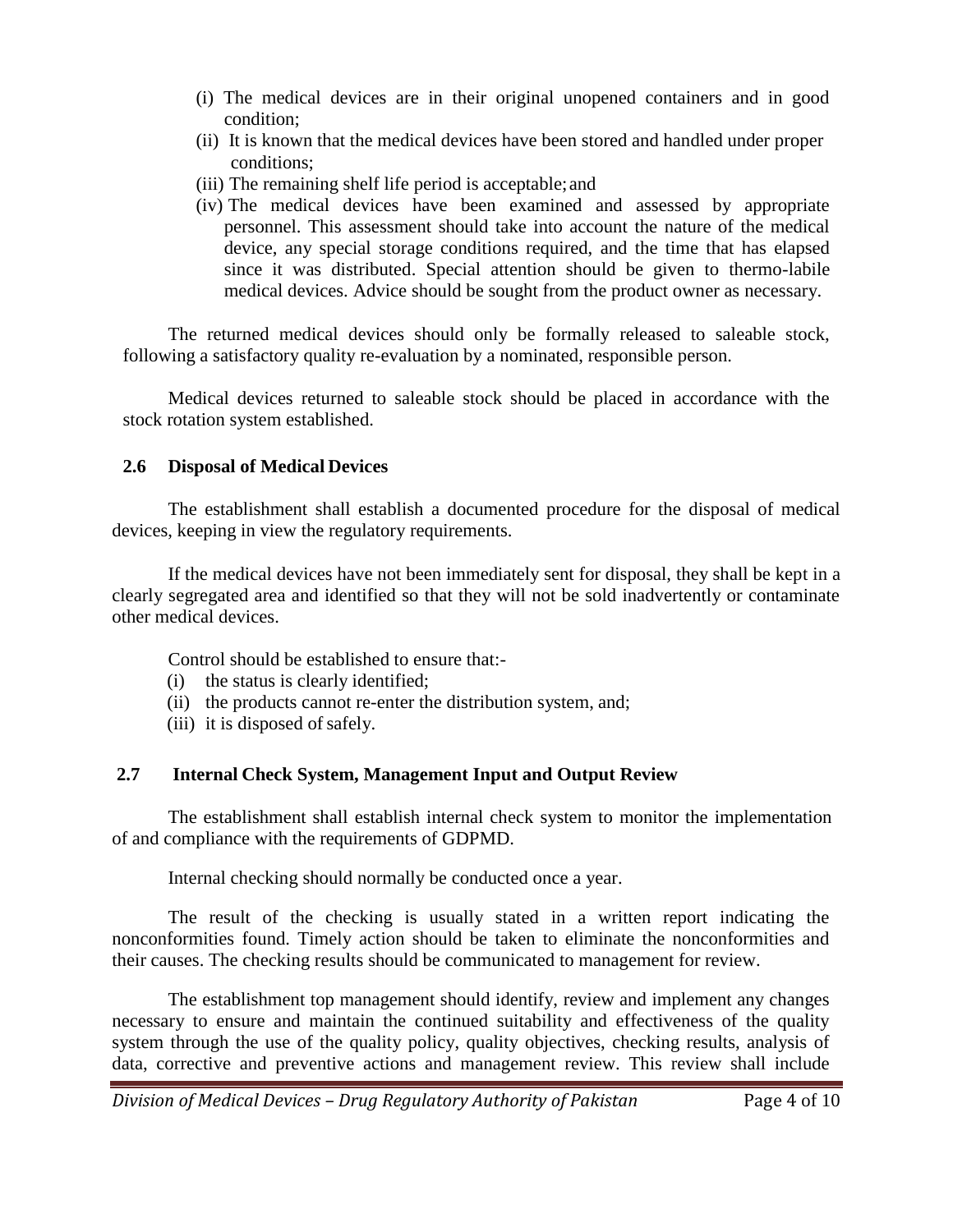(i) The medical devices are in their original unopened containers and in good condition;
(ii) It is known that the medical devices have been stored and handled under proper conditions;
(iii) The remaining shelf life period is acceptable; and
(iv) The medical devices have been examined and assessed by appropriate personnel. This assessment should take into account the nature of the medical device, any special storage conditions required, and the time that has elapsed since it was distributed. Special attention should be given to thermo-labile medical devices. Advice should be sought from the product owner as necessary.

The returned medical devices should only be formally released to saleable stock, following a satisfactory quality re-evaluation by a nominated, responsible person.

Medical devices returned to saleable stock should be placed in accordance with the stock rotation system established.

## 2.6 Disposal of Medical Devices

The establishment shall establish a documented procedure for the disposal of medical devices, keeping in view the regulatory requirements.

If the medical devices have not been immediately sent for disposal, they shall be kept in a clearly segregated area and identified so that they will not be sold inadvertently or contaminate other medical devices.

Control should be established to ensure that:-

(i) the status is clearly identified;
(ii) the products cannot re-enter the distribution system, and;
(iii) it is disposed of safely.

## 2.7 Internal Check System, Management Input and Output Review

The establishment shall establish internal check system to monitor the implementation of and compliance with the requirements of GDPMD.

Internal checking should normally be conducted once a year.

The result of the checking is usually stated in a written report indicating the nonconformities found. Timely action should be taken to eliminate the nonconformities and their causes. The checking results should be communicated to management for review.

The establishment top management should identify, review and implement any changes necessary to ensure and maintain the continued suitability and effectiveness of the quality system through the use of the quality policy, quality objectives, checking results, analysis of data, corrective and preventive actions and management review. This review shall include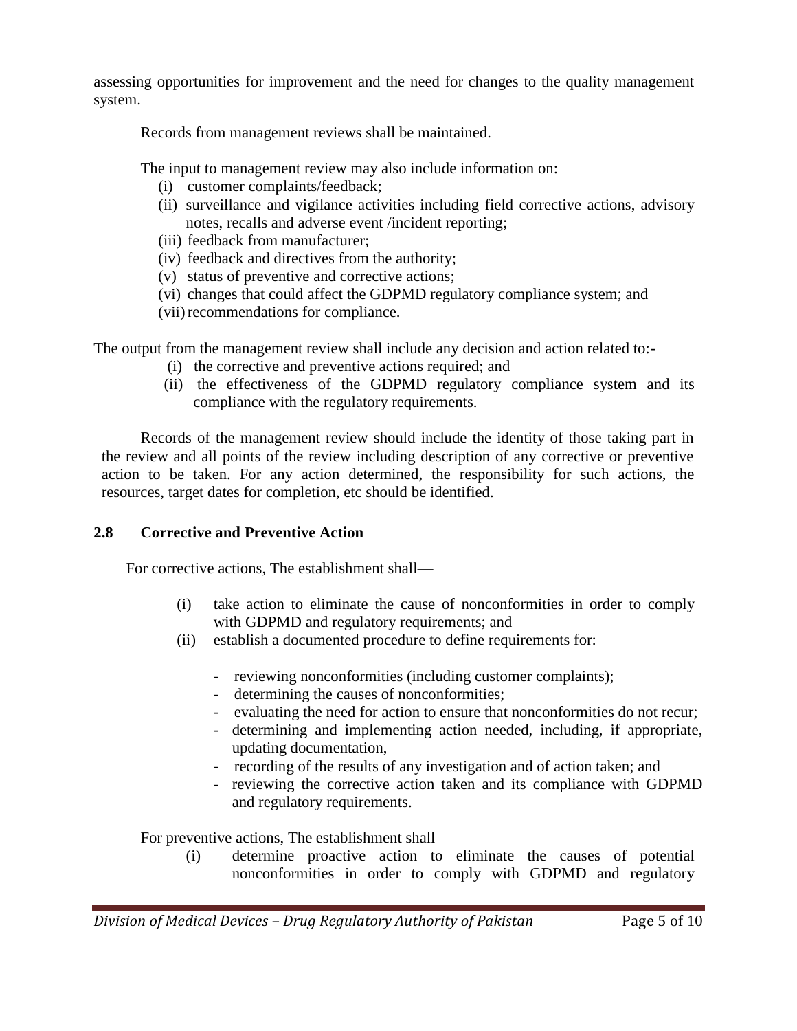assessing opportunities for improvement and the need for changes to the quality management system.

Records from management reviews shall be maintained.

The input to management review may also include information on:

(i) customer complaints/feedback;
(ii) surveillance and vigilance activities including field corrective actions, advisory notes, recalls and adverse event /incident reporting;
(iii) feedback from manufacturer;
(iv) feedback and directives from the authority;
(v) status of preventive and corrective actions;
(vi) changes that could affect the GDPMD regulatory compliance system; and
(vii) recommendations for compliance.

The output from the management review shall include any decision and action related to:-

(i) the corrective and preventive actions required; and
(ii) the effectiveness of the GDPMD regulatory compliance system and its compliance with the regulatory requirements.

Records of the management review should include the identity of those taking part in the review and all points of the review including description of any corrective or preventive action to be taken. For any action determined, the responsibility for such actions, the resources, target dates for completion, etc should be identified.

### 2.8 Corrective and Preventive Action

For corrective actions, The establishment shall—

(i) take action to eliminate the cause of nonconformities in order to comply with GDPMD and regulatory requirements; and
(ii) establish a documented procedure to define requirements for:

- reviewing nonconformities (including customer complaints);
- determining the causes of nonconformities;
- evaluating the need for action to ensure that nonconformities do not recur;
- determining and implementing action needed, including, if appropriate, updating documentation,
- recording of the results of any investigation and of action taken; and
- reviewing the corrective action taken and its compliance with GDPMD and regulatory requirements.

For preventive actions, The establishment shall—

(i) determine proactive action to eliminate the causes of potential nonconformities in order to comply with GDPMD and regulatory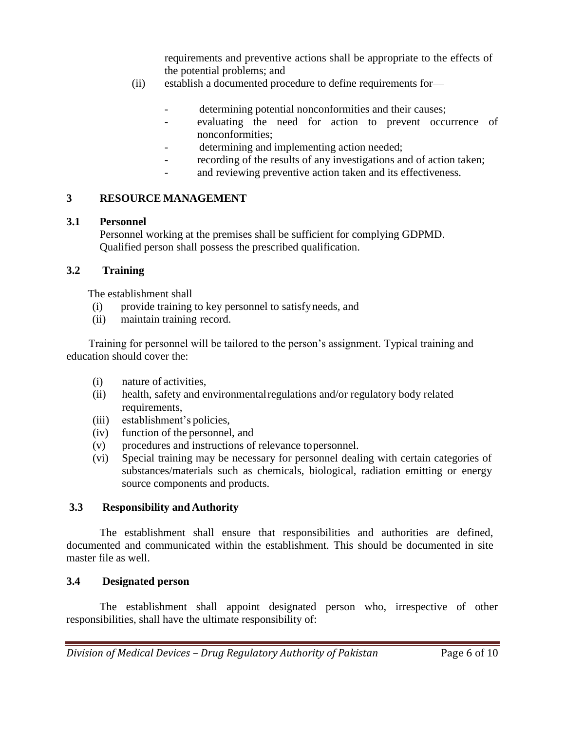requirements and preventive actions shall be appropriate to the effects of the potential problems; and

(ii) establish a documented procedure to define requirements for—

- determining potential nonconformities and their causes;
- evaluating the need for action to prevent occurrence of nonconformities;
- determining and implementing action needed;
- recording of the results of any investigations and of action taken;
- and reviewing preventive action taken and its effectiveness.

## 3 RESOURCE MANAGEMENT

### 3.1 Personnel

Personnel working at the premises shall be sufficient for complying GDPMD. Qualified person shall possess the prescribed qualification.

### 3.2 Training

The establishment shall

(i) provide training to key personnel to satisfy needs, and
(ii) maintain training record.

Training for personnel will be tailored to the person's assignment. Typical training and education should cover the:

(i) nature of activities,
(ii) health, safety and environmental regulations and/or regulatory body related requirements,
(iii) establishment's policies,
(iv) function of the personnel, and
(v) procedures and instructions of relevance to personnel.
(vi) Special training may be necessary for personnel dealing with certain categories of substances/materials such as chemicals, biological, radiation emitting or energy source components and products.

### 3.3 Responsibility and Authority

The establishment shall ensure that responsibilities and authorities are defined, documented and communicated within the establishment. This should be documented in site master file as well.

### 3.4 Designated person

The establishment shall appoint designated person who, irrespective of other responsibilities, shall have the ultimate responsibility of: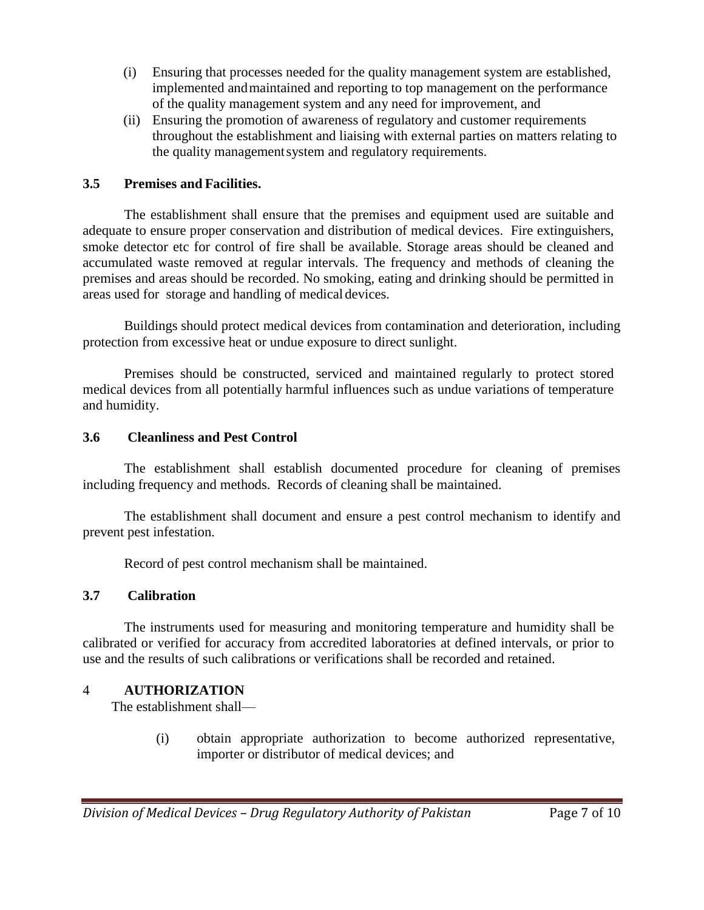(i) Ensuring that processes needed for the quality management system are established, implemented and maintained and reporting to top management on the performance of the quality management system and any need for improvement, and

(ii) Ensuring the promotion of awareness of regulatory and customer requirements throughout the establishment and liaising with external parties on matters relating to the quality management system and regulatory requirements.

### 3.5 Premises and Facilities.

The establishment shall ensure that the premises and equipment used are suitable and adequate to ensure proper conservation and distribution of medical devices. Fire extinguishers, smoke detector etc for control of fire shall be available. Storage areas should be cleaned and accumulated waste removed at regular intervals. The frequency and methods of cleaning the premises and areas should be recorded. No smoking, eating and drinking should be permitted in areas used for storage and handling of medical devices.

Buildings should protect medical devices from contamination and deterioration, including protection from excessive heat or undue exposure to direct sunlight.

Premises should be constructed, serviced and maintained regularly to protect stored medical devices from all potentially harmful influences such as undue variations of temperature and humidity.

### 3.6 Cleanliness and Pest Control

The establishment shall establish documented procedure for cleaning of premises including frequency and methods. Records of cleaning shall be maintained.

The establishment shall document and ensure a pest control mechanism to identify and prevent pest infestation.

Record of pest control mechanism shall be maintained.

### 3.7 Calibration

The instruments used for measuring and monitoring temperature and humidity shall be calibrated or verified for accuracy from accredited laboratories at defined intervals, or prior to use and the results of such calibrations or verifications shall be recorded and retained.

## 4 AUTHORIZATION

The establishment shall—

(i) obtain appropriate authorization to become authorized representative, importer or distributor of medical devices; and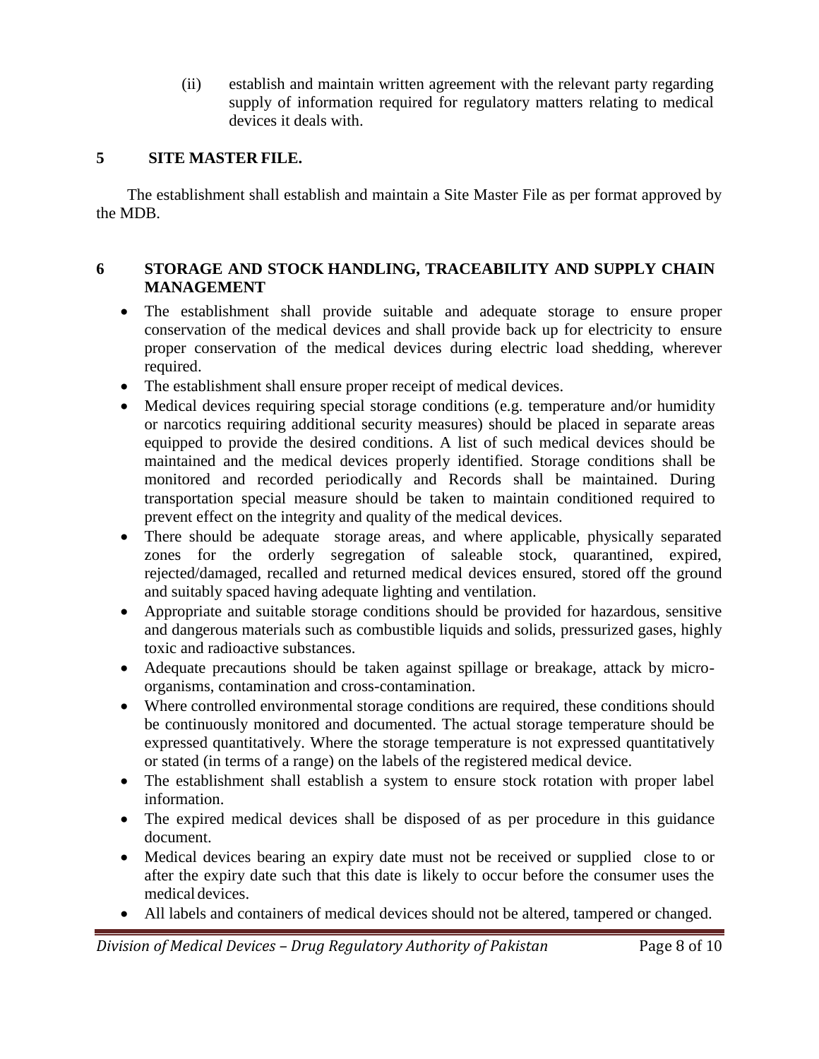(ii) establish and maintain written agreement with the relevant party regarding supply of information required for regulatory matters relating to medical devices it deals with.

## 5 SITE MASTER FILE.

The establishment shall establish and maintain a Site Master File as per format approved by the MDB.

## 6 STORAGE AND STOCK HANDLING, TRACEABILITY AND SUPPLY CHAIN MANAGEMENT

- The establishment shall provide suitable and adequate storage to ensure proper conservation of the medical devices and shall provide back up for electricity to ensure proper conservation of the medical devices during electric load shedding, wherever required.
- The establishment shall ensure proper receipt of medical devices.
- Medical devices requiring special storage conditions (e.g. temperature and/or humidity or narcotics requiring additional security measures) should be placed in separate areas equipped to provide the desired conditions. A list of such medical devices should be maintained and the medical devices properly identified. Storage conditions shall be monitored and recorded periodically and Records shall be maintained. During transportation special measure should be taken to maintain conditioned required to prevent effect on the integrity and quality of the medical devices.
- There should be adequate storage areas, and where applicable, physically separated zones for the orderly segregation of saleable stock, quarantined, expired, rejected/damaged, recalled and returned medical devices ensured, stored off the ground and suitably spaced having adequate lighting and ventilation.
- Appropriate and suitable storage conditions should be provided for hazardous, sensitive and dangerous materials such as combustible liquids and solids, pressurized gases, highly toxic and radioactive substances.
- Adequate precautions should be taken against spillage or breakage, attack by micro-organisms, contamination and cross-contamination.
- Where controlled environmental storage conditions are required, these conditions should be continuously monitored and documented. The actual storage temperature should be expressed quantitatively. Where the storage temperature is not expressed quantitatively or stated (in terms of a range) on the labels of the registered medical device.
- The establishment shall establish a system to ensure stock rotation with proper label information.
- The expired medical devices shall be disposed of as per procedure in this guidance document.
- Medical devices bearing an expiry date must not be received or supplied close to or after the expiry date such that this date is likely to occur before the consumer uses the medical devices.
- All labels and containers of medical devices should not be altered, tampered or changed.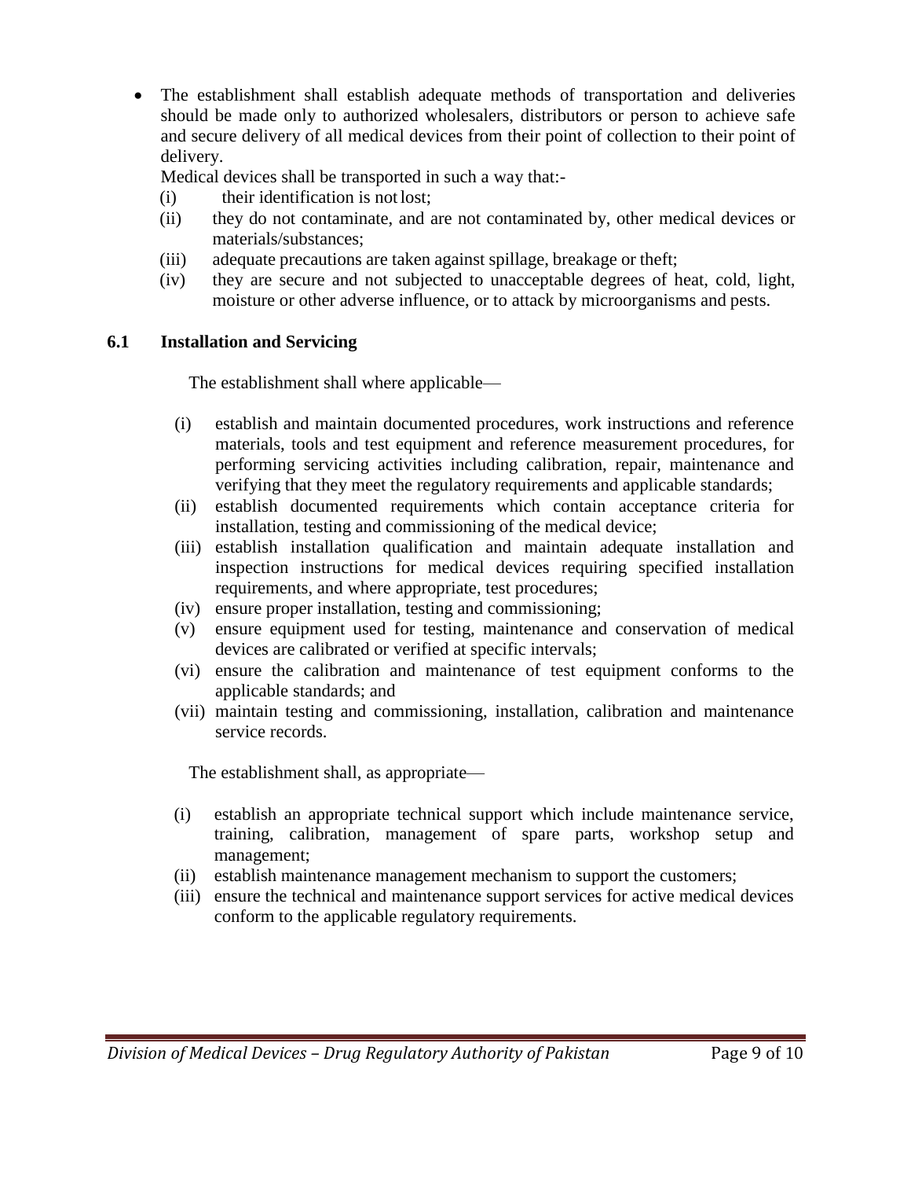- The establishment shall establish adequate methods of transportation and deliveries should be made only to authorized wholesalers, distributors or person to achieve safe and secure delivery of all medical devices from their point of collection to their point of delivery.

  Medical devices shall be transported in such a way that:-

  (i) their identification is not lost;

  (ii) they do not contaminate, and are not contaminated by, other medical devices or materials/substances;

  (iii) adequate precautions are taken against spillage, breakage or theft;

  (iv) they are secure and not subjected to unacceptable degrees of heat, cold, light, moisture or other adverse influence, or to attack by microorganisms and pests.

### 6.1 Installation and Servicing

The establishment shall where applicable—

(i) establish and maintain documented procedures, work instructions and reference materials, tools and test equipment and reference measurement procedures, for performing servicing activities including calibration, repair, maintenance and verifying that they meet the regulatory requirements and applicable standards;

(ii) establish documented requirements which contain acceptance criteria for installation, testing and commissioning of the medical device;

(iii) establish installation qualification and maintain adequate installation and inspection instructions for medical devices requiring specified installation requirements, and where appropriate, test procedures;

(iv) ensure proper installation, testing and commissioning;

(v) ensure equipment used for testing, maintenance and conservation of medical devices are calibrated or verified at specific intervals;

(vi) ensure the calibration and maintenance of test equipment conforms to the applicable standards; and

(vii) maintain testing and commissioning, installation, calibration and maintenance service records.

The establishment shall, as appropriate—

(i) establish an appropriate technical support which include maintenance service, training, calibration, management of spare parts, workshop setup and management;

(ii) establish maintenance management mechanism to support the customers;

(iii) ensure the technical and maintenance support services for active medical devices conform to the applicable regulatory requirements.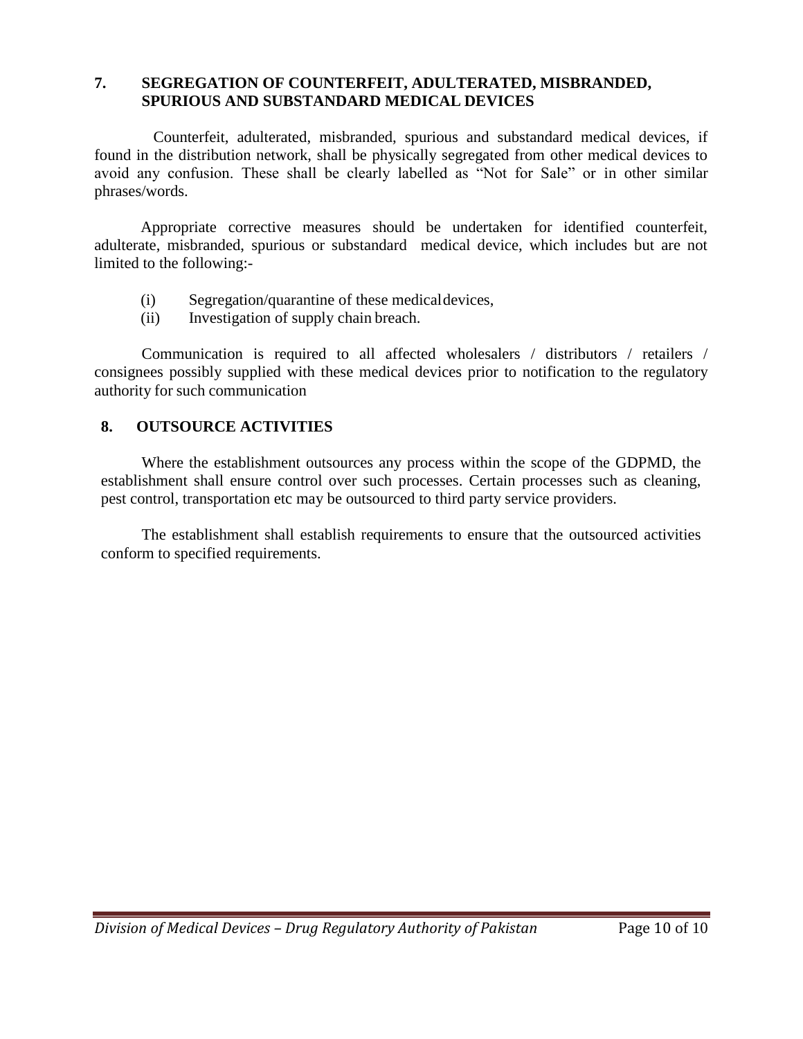## 7. SEGREGATION OF COUNTERFEIT, ADULTERATED, MISBRANDED, SPURIOUS AND SUBSTANDARD MEDICAL DEVICES

Counterfeit, adulterated, misbranded, spurious and substandard medical devices, if found in the distribution network, shall be physically segregated from other medical devices to avoid any confusion. These shall be clearly labelled as "Not for Sale" or in other similar phrases/words.

Appropriate corrective measures should be undertaken for identified counterfeit, adulterate, misbranded, spurious or substandard medical device, which includes but are not limited to the following:-

(i) Segregation/quarantine of these medical devices,
(ii) Investigation of supply chain breach.

Communication is required to all affected wholesalers / distributors / retailers / consignees possibly supplied with these medical devices prior to notification to the regulatory authority for such communication

## 8. OUTSOURCE ACTIVITIES

Where the establishment outsources any process within the scope of the GDPMD, the establishment shall ensure control over such processes. Certain processes such as cleaning, pest control, transportation etc may be outsourced to third party service providers.

The establishment shall establish requirements to ensure that the outsourced activities conform to specified requirements.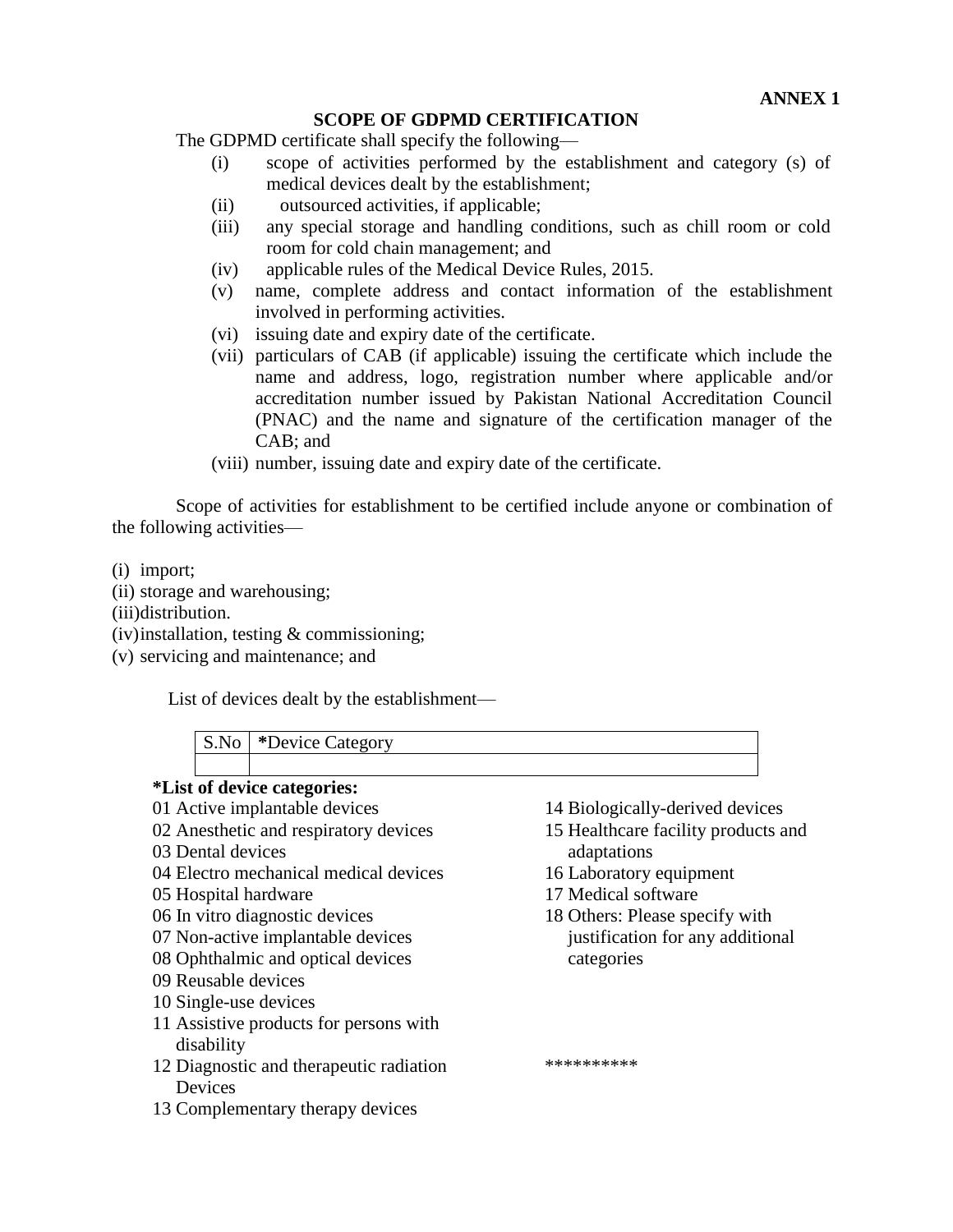**ANNEX 1**

## SCOPE OF GDPMD CERTIFICATION

The GDPMD certificate shall specify the following—

(i) scope of activities performed by the establishment and category (s) of medical devices dealt by the establishment;
(ii) outsourced activities, if applicable;
(iii) any special storage and handling conditions, such as chill room or cold room for cold chain management; and
(iv) applicable rules of the Medical Device Rules, 2015.
(v) name, complete address and contact information of the establishment involved in performing activities.
(vi) issuing date and expiry date of the certificate.
(vii) particulars of CAB (if applicable) issuing the certificate which include the name and address, logo, registration number where applicable and/or accreditation number issued by Pakistan National Accreditation Council (PNAC) and the name and signature of the certification manager of the CAB; and
(viii) number, issuing date and expiry date of the certificate.

Scope of activities for establishment to be certified include anyone or combination of the following activities—

(i) import;
(ii) storage and warehousing;
(iii) distribution.
(iv) installation, testing & commissioning;
(v) servicing and maintenance; and

List of devices dealt by the establishment—

| S.No | **\***Device Category |
|---|---|
| | |

**\*List of device categories:**

01 Active implantable devices
02 Anesthetic and respiratory devices
03 Dental devices
04 Electro mechanical medical devices
05 Hospital hardware
06 In vitro diagnostic devices
07 Non-active implantable devices
08 Ophthalmic and optical devices
09 Reusable devices
10 Single-use devices
11 Assistive products for persons with disability
12 Diagnostic and therapeutic radiation Devices
13 Complementary therapy devices
14 Biologically-derived devices
15 Healthcare facility products and adaptations
16 Laboratory equipment
17 Medical software
18 Others: Please specify with justification for any additional categories

\*\*\*\*\*\*\*\*\*\*